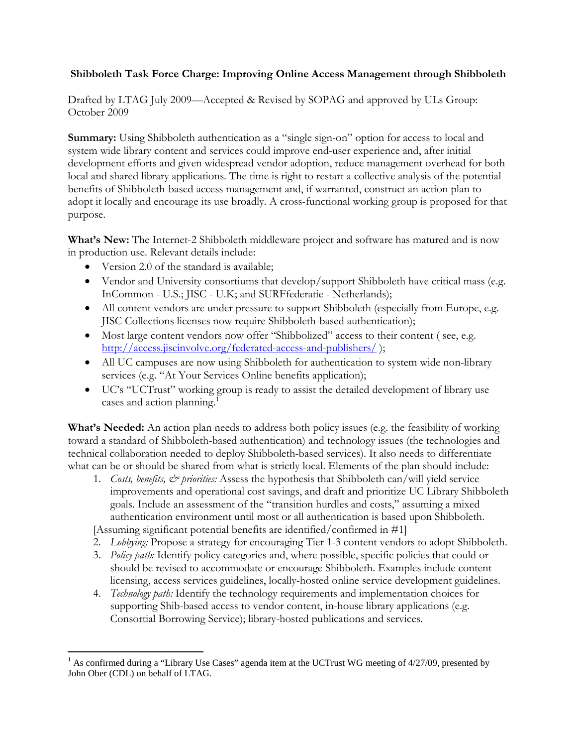**Shibboleth Task Force Charge: Improving Online Access Management through Shibboleth**

Drafted by LTAG July 2009—Accepted & Revised by SOPAG and approved by ULs Group: October 2009

**Summary:** Using Shibboleth authentication as a "single sign-on" option for access to local and system wide library content and services could improve end-user experience and, after initial development efforts and given widespread vendor adoption, reduce management overhead for both local and shared library applications. The time is right to restart a collective analysis of the potential benefits of Shibboleth-based access management and, if warranted, construct an action plan to adopt it locally and encourage its use broadly. A cross-functional working group is proposed for that purpose.

**What's New:** The Internet-2 Shibboleth middleware project and software has matured and is now in production use. Relevant details include:

- Version 2.0 of the standard is available;
- Vendor and University consortiums that develop/support Shibboleth have critical mass (e.g. InCommon - U.S.; JISC - U.K; and SURFfederatie - Netherlands);
- All content vendors are under pressure to support Shibboleth (especially from Europe, e.g. JISC Collections licenses now require Shibboleth-based authentication);
- Most large content vendors now offer "Shibbolized" access to their content ( see, e.g. http://access.jiscinvolve.org/federated-access-and-publishers/ );
- All UC campuses are now using Shibboleth for authentication to system wide non-library services (e.g. "At Your Services Online benefits application);
- UC's "UCTrust" working group is ready to assist the detailed development of library use cases and action planning.[1]

**What's Needed:** An action plan needs to address both policy issues (e.g. the feasibility of working toward a standard of Shibboleth-based authentication) and technology issues (the technologies and technical collaboration needed to deploy Shibboleth-based services). It also needs to differentiate what can be or should be shared from what is strictly local. Elements of the plan should include:

1. *Costs, benefits, & priorities:* Assess the hypothesis that Shibboleth can/will yield service improvements and operational cost savings, and draft and prioritize UC Library Shibboleth goals. Include an assessment of the "transition hurdles and costs," assuming a mixed authentication environment until most or all authentication is based upon Shibboleth.

[Assuming significant potential benefits are identified/confirmed in #1]

2. *Lobbying:* Propose a strategy for encouraging Tier 1-3 content vendors to adopt Shibboleth.
3. *Policy path:* Identify policy categories and, where possible, specific policies that could or should be revised to accommodate or encourage Shibboleth. Examples include content licensing, access services guidelines, locally-hosted online service development guidelines.
4. *Technology path:* Identify the technology requirements and implementation choices for supporting Shib-based access to vendor content, in-house library applications (e.g. Consortial Borrowing Service); library-hosted publications and services.

---

[1] As confirmed during a "Library Use Cases" agenda item at the UCTrust WG meeting of 4/27/09, presented by John Ober (CDL) on behalf of LTAG.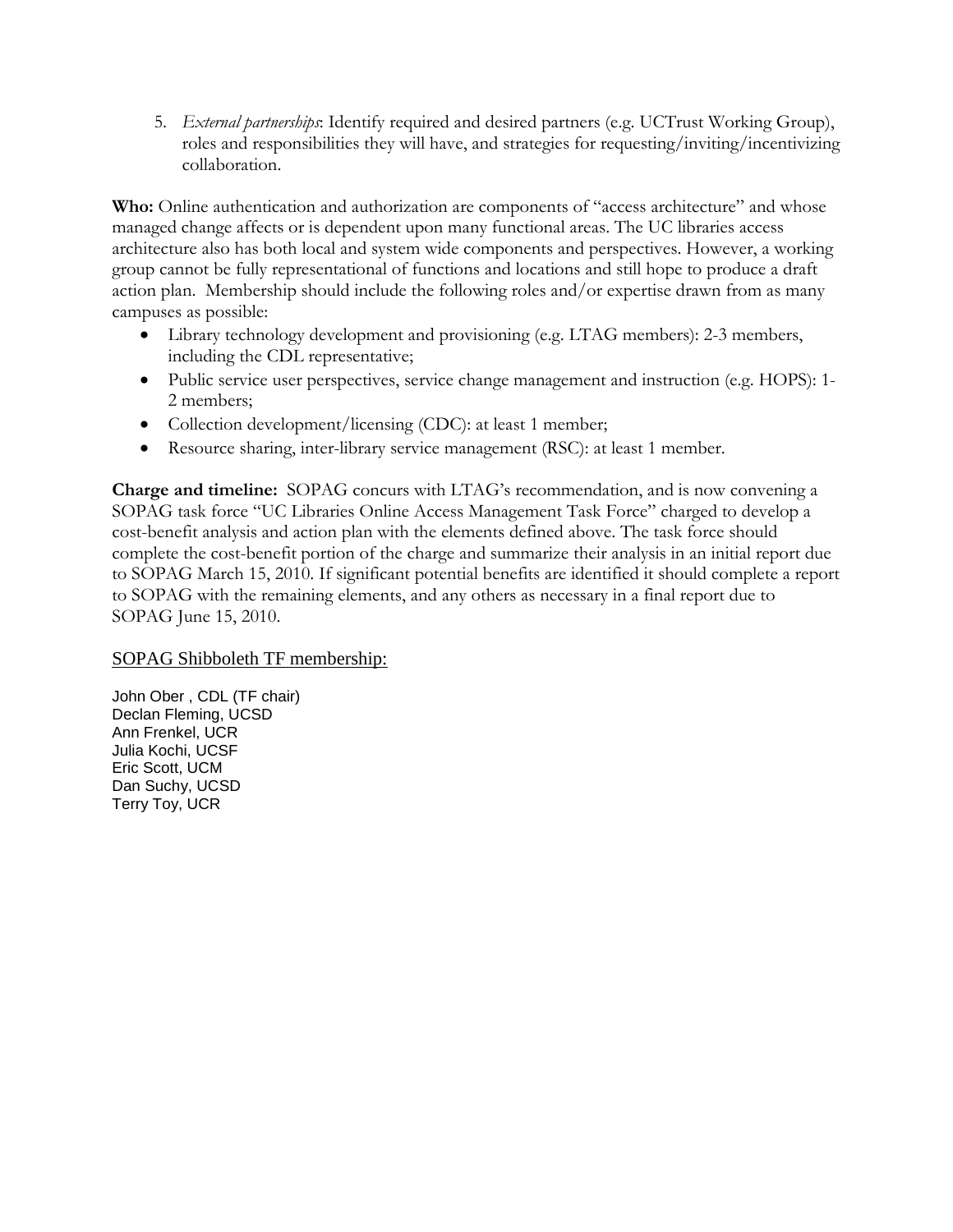5. *External partnerships*: Identify required and desired partners (e.g. UCTrust Working Group), roles and responsibilities they will have, and strategies for requesting/inviting/incentivizing collaboration.

**Who:** Online authentication and authorization are components of "access architecture" and whose managed change affects or is dependent upon many functional areas. The UC libraries access architecture also has both local and system wide components and perspectives. However, a working group cannot be fully representational of functions and locations and still hope to produce a draft action plan. Membership should include the following roles and/or expertise drawn from as many campuses as possible:

- Library technology development and provisioning (e.g. LTAG members): 2-3 members, including the CDL representative;
- Public service user perspectives, service change management and instruction (e.g. HOPS): 1-2 members;
- Collection development/licensing (CDC): at least 1 member;
- Resource sharing, inter-library service management (RSC): at least 1 member.

**Charge and timeline:** SOPAG concurs with LTAG's recommendation, and is now convening a SOPAG task force "UC Libraries Online Access Management Task Force" charged to develop a cost-benefit analysis and action plan with the elements defined above. The task force should complete the cost-benefit portion of the charge and summarize their analysis in an initial report due to SOPAG March 15, 2010. If significant potential benefits are identified it should complete a report to SOPAG with the remaining elements, and any others as necessary in a final report due to SOPAG June 15, 2010.

SOPAG Shibboleth TF membership:

John Ober , CDL (TF chair)
Declan Fleming, UCSD
Ann Frenkel, UCR
Julia Kochi, UCSF
Eric Scott, UCM
Dan Suchy, UCSD
Terry Toy, UCR